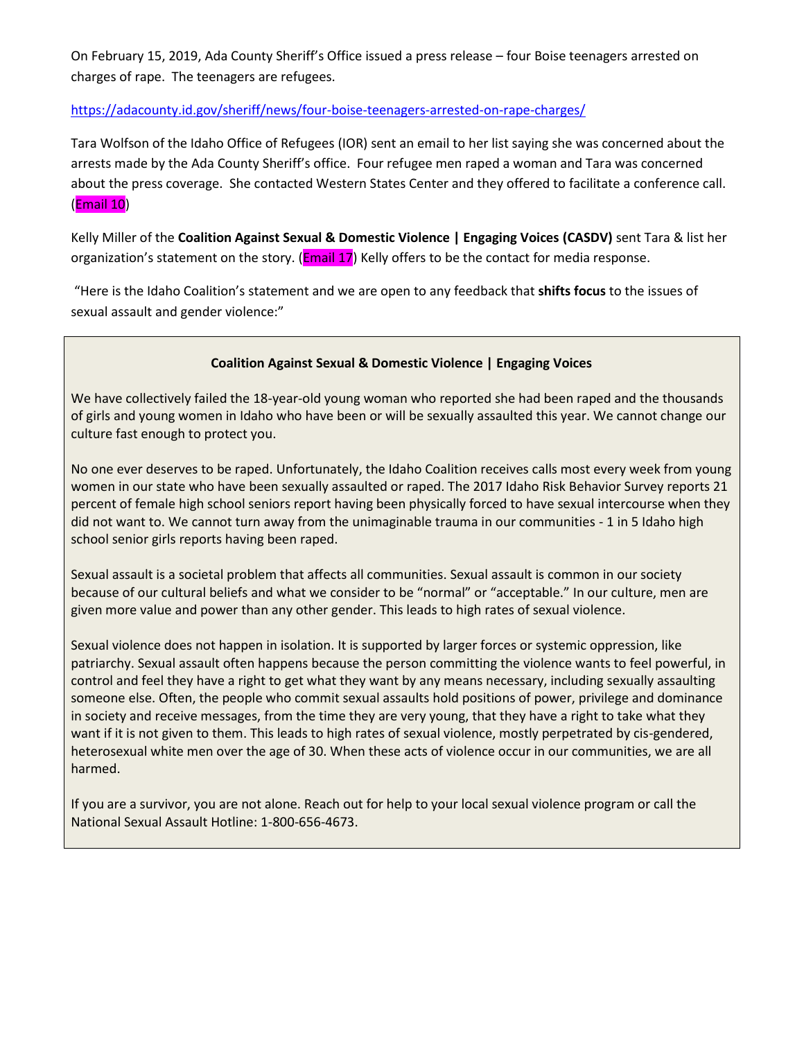On February 15, 2019, Ada County Sheriff's Office issued a press release – four Boise teenagers arrested on charges of rape. The teenagers are refugees.

https://adacounty.id.gov/sheriff/news/four-boise-teenagers-arrested-on-rape-charges/

Tara Wolfson of the Idaho Office of Refugees (IOR) sent an email to her list saying she was concerned about the arrests made by the Ada County Sheriff's office. Four refugee men raped a woman and Tara was concerned about the press coverage. She contacted Western States Center and they offered to facilitate a conference call. (Email 10)

Kelly Miller of the **Coalition Against Sexual & Domestic Violence | Engaging Voices (CASDV)** sent Tara & list her organization's statement on the story. (Email 17) Kelly offers to be the contact for media response.

"Here is the Idaho Coalition's statement and we are open to any feedback that **shifts focus** to the issues of sexual assault and gender violence:"

**Coalition Against Sexual & Domestic Violence | Engaging Voices**

We have collectively failed the 18-year-old young woman who reported she had been raped and the thousands of girls and young women in Idaho who have been or will be sexually assaulted this year. We cannot change our culture fast enough to protect you.

No one ever deserves to be raped. Unfortunately, the Idaho Coalition receives calls most every week from young women in our state who have been sexually assaulted or raped. The 2017 Idaho Risk Behavior Survey reports 21 percent of female high school seniors report having been physically forced to have sexual intercourse when they did not want to. We cannot turn away from the unimaginable trauma in our communities - 1 in 5 Idaho high school senior girls reports having been raped.

Sexual assault is a societal problem that affects all communities. Sexual assault is common in our society because of our cultural beliefs and what we consider to be "normal" or "acceptable." In our culture, men are given more value and power than any other gender. This leads to high rates of sexual violence.

Sexual violence does not happen in isolation. It is supported by larger forces or systemic oppression, like patriarchy. Sexual assault often happens because the person committing the violence wants to feel powerful, in control and feel they have a right to get what they want by any means necessary, including sexually assaulting someone else. Often, the people who commit sexual assaults hold positions of power, privilege and dominance in society and receive messages, from the time they are very young, that they have a right to take what they want if it is not given to them. This leads to high rates of sexual violence, mostly perpetrated by cis-gendered, heterosexual white men over the age of 30. When these acts of violence occur in our communities, we are all harmed.

If you are a survivor, you are not alone. Reach out for help to your local sexual violence program or call the National Sexual Assault Hotline: 1-800-656-4673.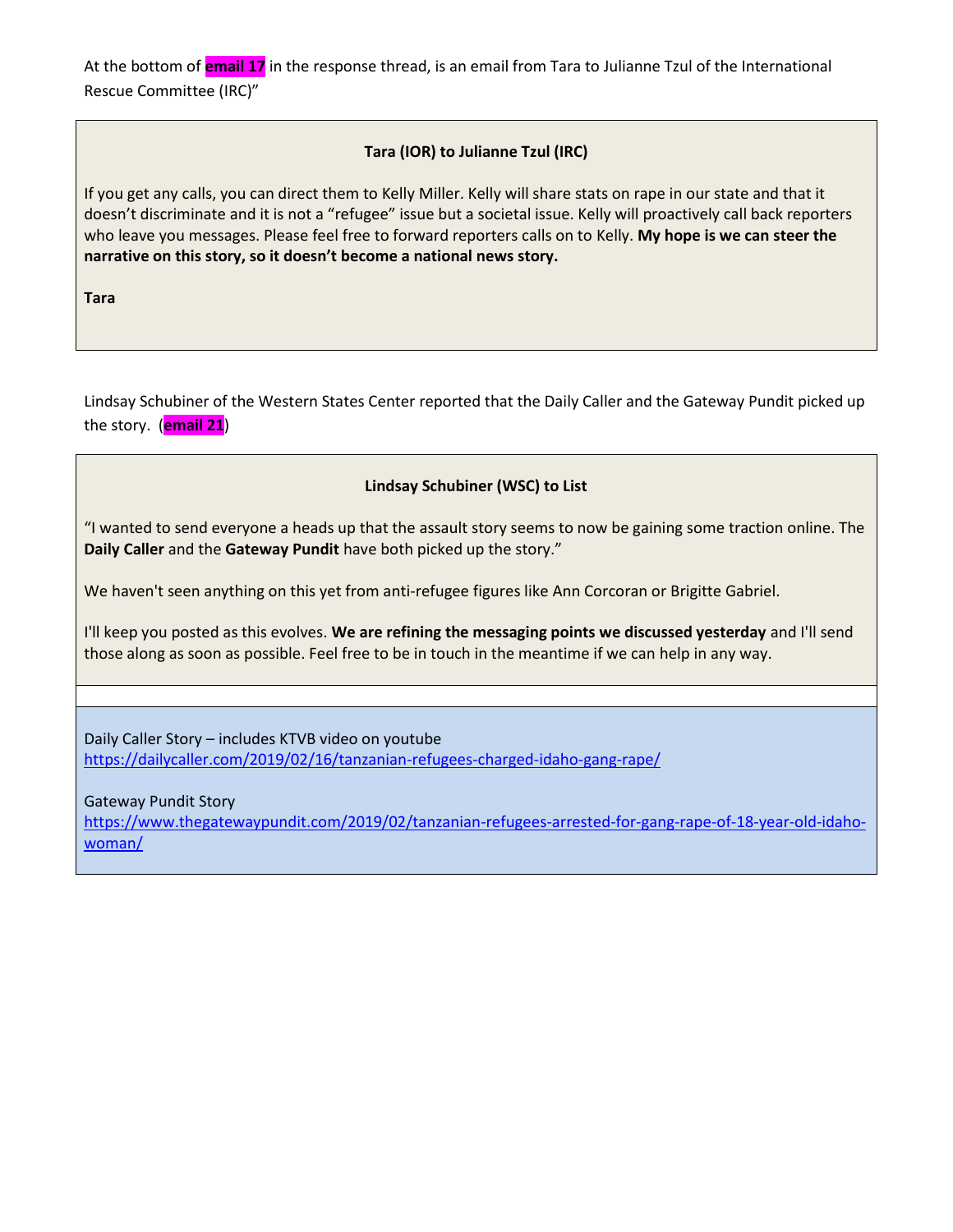At the bottom of **email 17** in the response thread, is an email from Tara to Julianne Tzul of the International Rescue Committee (IRC)"

**Tara (IOR) to Julianne Tzul (IRC)**

If you get any calls, you can direct them to Kelly Miller. Kelly will share stats on rape in our state and that it doesn't discriminate and it is not a "refugee" issue but a societal issue. Kelly will proactively call back reporters who leave you messages. Please feel free to forward reporters calls on to Kelly. **My hope is we can steer the narrative on this story, so it doesn't become a national news story.**

**Tara**

Lindsay Schubiner of the Western States Center reported that the Daily Caller and the Gateway Pundit picked up the story. (**email 21**)

**Lindsay Schubiner (WSC) to List**

"I wanted to send everyone a heads up that the assault story seems to now be gaining some traction online. The **Daily Caller** and the **Gateway Pundit** have both picked up the story."

We haven't seen anything on this yet from anti-refugee figures like Ann Corcoran or Brigitte Gabriel.

I'll keep you posted as this evolves. **We are refining the messaging points we discussed yesterday** and I'll send those along as soon as possible. Feel free to be in touch in the meantime if we can help in any way.

Daily Caller Story – includes KTVB video on youtube
https://dailycaller.com/2019/02/16/tanzanian-refugees-charged-idaho-gang-rape/

Gateway Pundit Story
https://www.thegatewaypundit.com/2019/02/tanzanian-refugees-arrested-for-gang-rape-of-18-year-old-idaho-woman/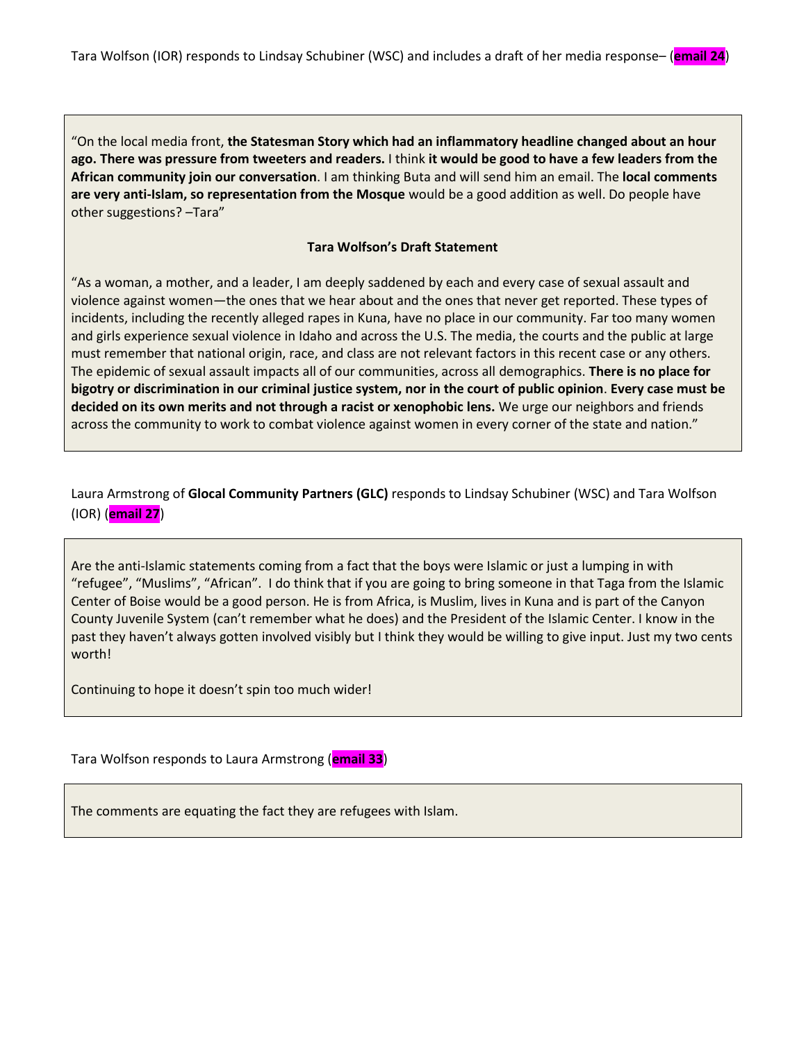Tara Wolfson (IOR) responds to Lindsay Schubiner (WSC) and includes a draft of her media response– (**email 24**)

> "On the local media front, **the Statesman Story which had an inflammatory headline changed about an hour ago. There was pressure from tweeters and readers.** I think **it would be good to have a few leaders from the African community join our conversation**. I am thinking Buta and will send him an email. The **local comments are very anti-Islam, so representation from the Mosque** would be a good addition as well. Do people have other suggestions? –Tara"
>
> **Tara Wolfson's Draft Statement**
>
> "As a woman, a mother, and a leader, I am deeply saddened by each and every case of sexual assault and violence against women—the ones that we hear about and the ones that never get reported. These types of incidents, including the recently alleged rapes in Kuna, have no place in our community. Far too many women and girls experience sexual violence in Idaho and across the U.S. The media, the courts and the public at large must remember that national origin, race, and class are not relevant factors in this recent case or any others. The epidemic of sexual assault impacts all of our communities, across all demographics. **There is no place for bigotry or discrimination in our criminal justice system, nor in the court of public opinion**. **Every case must be decided on its own merits and not through a racist or xenophobic lens.** We urge our neighbors and friends across the community to work to combat violence against women in every corner of the state and nation."

Laura Armstrong of **Glocal Community Partners (GLC)** responds to Lindsay Schubiner (WSC) and Tara Wolfson (IOR) (**email 27**)

> Are the anti-Islamic statements coming from a fact that the boys were Islamic or just a lumping in with "refugee", "Muslims", "African". I do think that if you are going to bring someone in that Taga from the Islamic Center of Boise would be a good person. He is from Africa, is Muslim, lives in Kuna and is part of the Canyon County Juvenile System (can't remember what he does) and the President of the Islamic Center. I know in the past they haven't always gotten involved visibly but I think they would be willing to give input. Just my two cents worth!
>
> Continuing to hope it doesn't spin too much wider!

Tara Wolfson responds to Laura Armstrong (**email 33**)

> The comments are equating the fact they are refugees with Islam.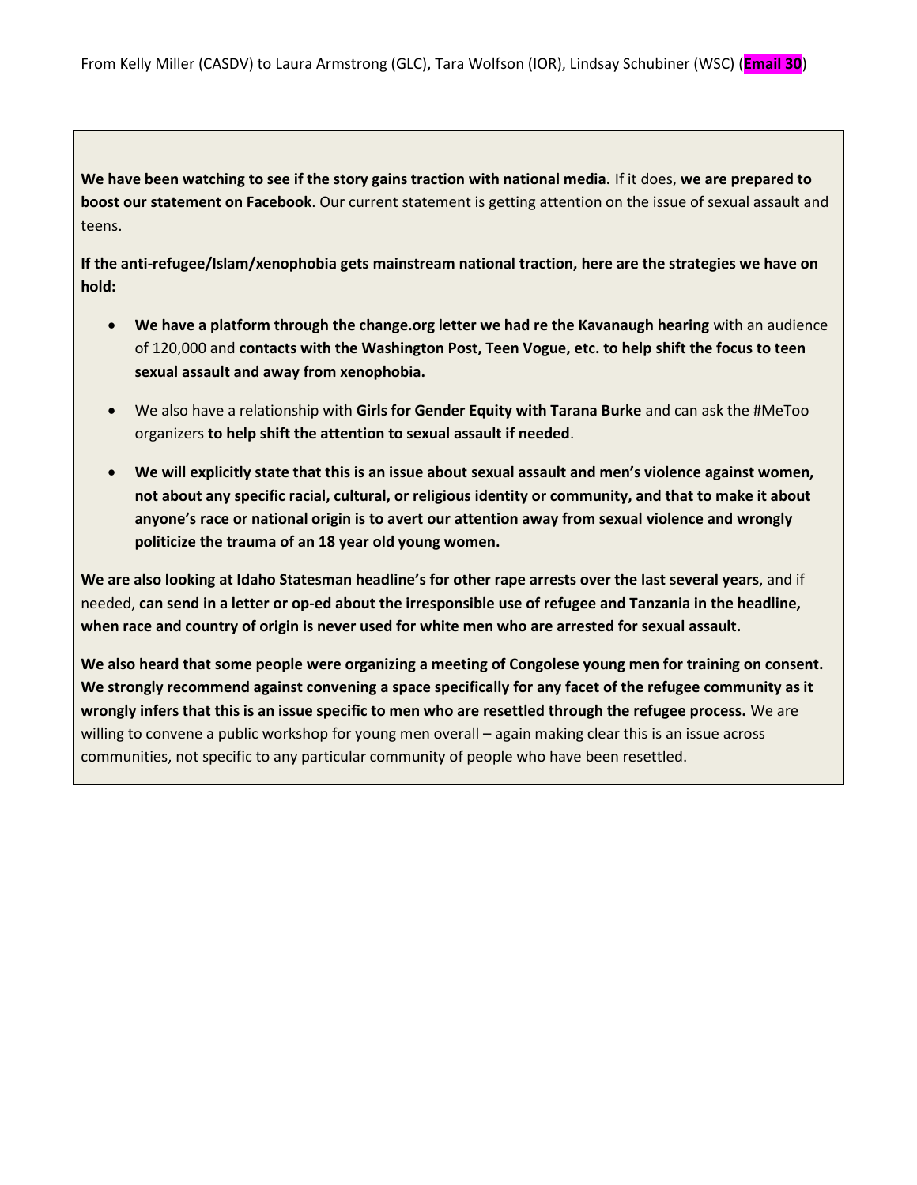From Kelly Miller (CASDV) to Laura Armstrong (GLC), Tara Wolfson (IOR), Lindsay Schubiner (WSC) (**Email 30**)

**We have been watching to see if the story gains traction with national media.** If it does, **we are prepared to boost our statement on Facebook**. Our current statement is getting attention on the issue of sexual assault and teens.

**If the anti-refugee/Islam/xenophobia gets mainstream national traction, here are the strategies we have on hold:**

- **We have a platform through the change.org letter we had re the Kavanaugh hearing** with an audience of 120,000 and **contacts with the Washington Post, Teen Vogue, etc. to help shift the focus to teen sexual assault and away from xenophobia.**
- We also have a relationship with **Girls for Gender Equity with Tarana Burke** and can ask the #MeToo organizers **to help shift the attention to sexual assault if needed**.
- **We will explicitly state that this is an issue about sexual assault and men's violence against women, not about any specific racial, cultural, or religious identity or community, and that to make it about anyone's race or national origin is to avert our attention away from sexual violence and wrongly politicize the trauma of an 18 year old young women.**

**We are also looking at Idaho Statesman headline's for other rape arrests over the last several years**, and if needed, **can send in a letter or op-ed about the irresponsible use of refugee and Tanzania in the headline, when race and country of origin is never used for white men who are arrested for sexual assault.**

**We also heard that some people were organizing a meeting of Congolese young men for training on consent. We strongly recommend against convening a space specifically for any facet of the refugee community as it wrongly infers that this is an issue specific to men who are resettled through the refugee process.** We are willing to convene a public workshop for young men overall – again making clear this is an issue across communities, not specific to any particular community of people who have been resettled.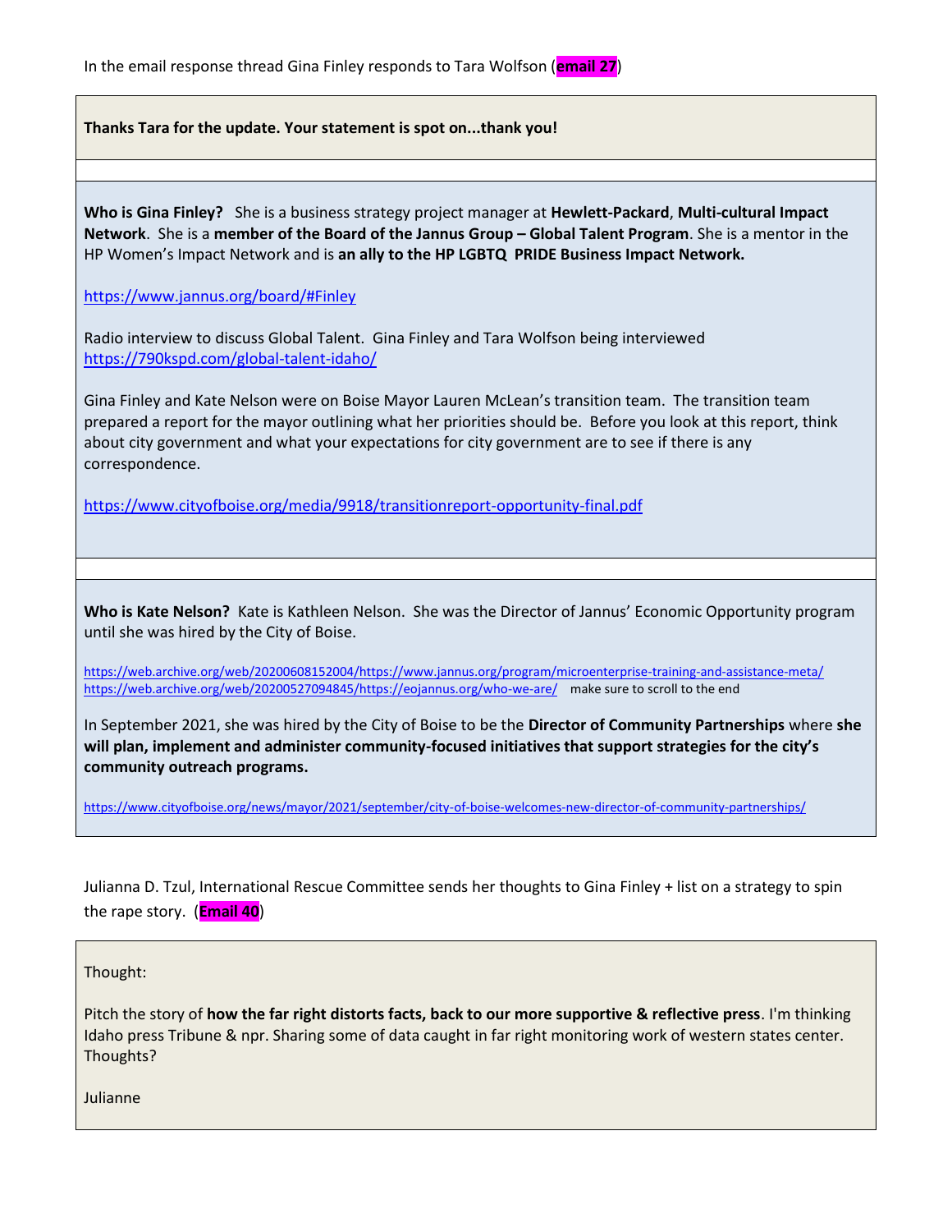In the email response thread Gina Finley responds to Tara Wolfson (**email 27**)

**Thanks Tara for the update. Your statement is spot on...thank you!**

**Who is Gina Finley?** She is a business strategy project manager at **Hewlett-Packard**, **Multi-cultural Impact Network**. She is a **member of the Board of the Jannus Group – Global Talent Program**. She is a mentor in the HP Women's Impact Network and is **an ally to the HP LGBTQ PRIDE Business Impact Network.**

https://www.jannus.org/board/#Finley

Radio interview to discuss Global Talent. Gina Finley and Tara Wolfson being interviewed https://790kspd.com/global-talent-idaho/

Gina Finley and Kate Nelson were on Boise Mayor Lauren McLean's transition team. The transition team prepared a report for the mayor outlining what her priorities should be. Before you look at this report, think about city government and what your expectations for city government are to see if there is any correspondence.

https://www.cityofboise.org/media/9918/transitionreport-opportunity-final.pdf

**Who is Kate Nelson?** Kate is Kathleen Nelson. She was the Director of Jannus' Economic Opportunity program until she was hired by the City of Boise.

https://web.archive.org/web/20200608152004/https://www.jannus.org/program/microenterprise-training-and-assistance-meta/
https://web.archive.org/web/20200527094845/https://eojannus.org/who-we-are/ make sure to scroll to the end

In September 2021, she was hired by the City of Boise to be the **Director of Community Partnerships** where **she will plan, implement and administer community-focused initiatives that support strategies for the city's community outreach programs.**

https://www.cityofboise.org/news/mayor/2021/september/city-of-boise-welcomes-new-director-of-community-partnerships/

Julianna D. Tzul, International Rescue Committee sends her thoughts to Gina Finley + list on a strategy to spin the rape story. (**Email 40**)

Thought:

Pitch the story of **how the far right distorts facts, back to our more supportive & reflective press**. I'm thinking Idaho press Tribune & npr. Sharing some of data caught in far right monitoring work of western states center. Thoughts?

Julianne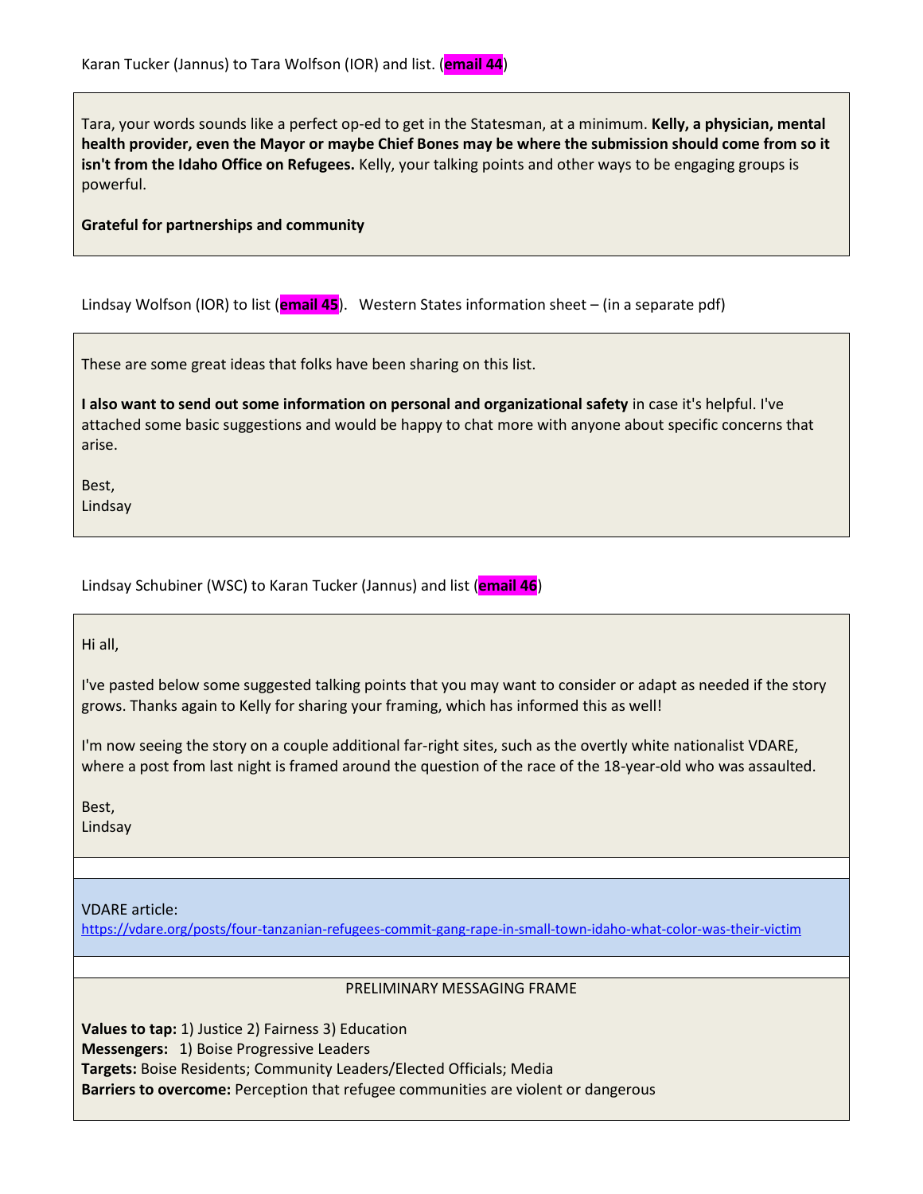Karan Tucker (Jannus) to Tara Wolfson (IOR) and list. (**email 44**)

Tara, your words sounds like a perfect op-ed to get in the Statesman, at a minimum. **Kelly, a physician, mental health provider, even the Mayor or maybe Chief Bones may be where the submission should come from so it isn't from the Idaho Office on Refugees.** Kelly, your talking points and other ways to be engaging groups is powerful.

**Grateful for partnerships and community**

Lindsay Wolfson (IOR) to list (**email 45**). Western States information sheet – (in a separate pdf)

These are some great ideas that folks have been sharing on this list.

**I also want to send out some information on personal and organizational safety** in case it's helpful. I've attached some basic suggestions and would be happy to chat more with anyone about specific concerns that arise.

Best,
Lindsay

Lindsay Schubiner (WSC) to Karan Tucker (Jannus) and list (**email 46**)

Hi all,

I've pasted below some suggested talking points that you may want to consider or adapt as needed if the story grows. Thanks again to Kelly for sharing your framing, which has informed this as well!

I'm now seeing the story on a couple additional far-right sites, such as the overtly white nationalist VDARE, where a post from last night is framed around the question of the race of the 18-year-old who was assaulted.

Best,
Lindsay

VDARE article:
https://vdare.org/posts/four-tanzanian-refugees-commit-gang-rape-in-small-town-idaho-what-color-was-their-victim

PRELIMINARY MESSAGING FRAME

**Values to tap:** 1) Justice 2) Fairness 3) Education
**Messengers:** 1) Boise Progressive Leaders
**Targets:** Boise Residents; Community Leaders/Elected Officials; Media
**Barriers to overcome:** Perception that refugee communities are violent or dangerous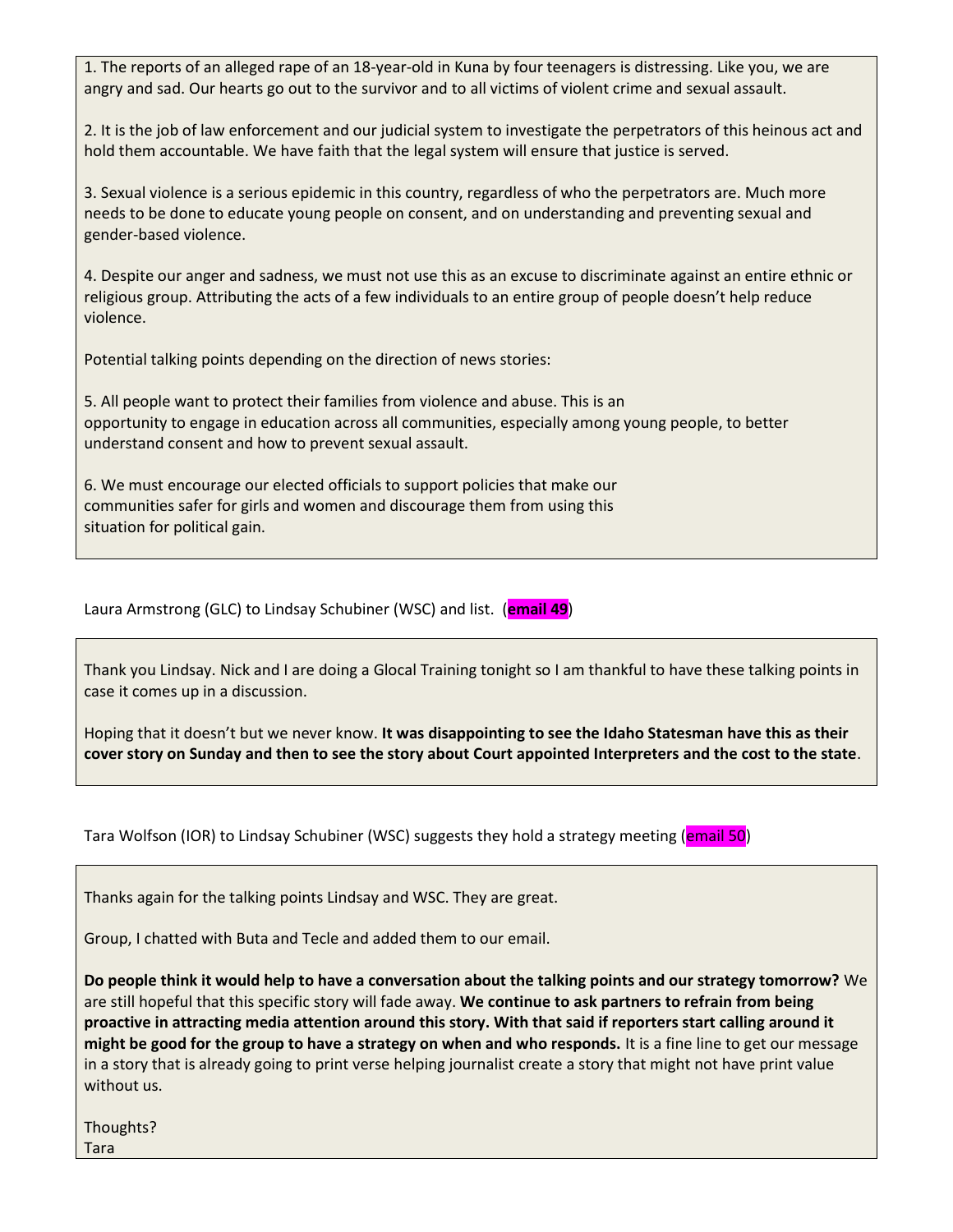1. The reports of an alleged rape of an 18-year-old in Kuna by four teenagers is distressing. Like you, we are angry and sad. Our hearts go out to the survivor and to all victims of violent crime and sexual assault.

2. It is the job of law enforcement and our judicial system to investigate the perpetrators of this heinous act and hold them accountable. We have faith that the legal system will ensure that justice is served.

3. Sexual violence is a serious epidemic in this country, regardless of who the perpetrators are. Much more needs to be done to educate young people on consent, and on understanding and preventing sexual and gender-based violence.

4. Despite our anger and sadness, we must not use this as an excuse to discriminate against an entire ethnic or religious group. Attributing the acts of a few individuals to an entire group of people doesn't help reduce violence.

Potential talking points depending on the direction of news stories:

5. All people want to protect their families from violence and abuse. This is an opportunity to engage in education across all communities, especially among young people, to better understand consent and how to prevent sexual assault.

6. We must encourage our elected officials to support policies that make our communities safer for girls and women and discourage them from using this situation for political gain.

Laura Armstrong (GLC) to Lindsay Schubiner (WSC) and list. (**email 49**)

Thank you Lindsay. Nick and I are doing a Glocal Training tonight so I am thankful to have these talking points in case it comes up in a discussion.

Hoping that it doesn't but we never know. **It was disappointing to see the Idaho Statesman have this as their cover story on Sunday and then to see the story about Court appointed Interpreters and the cost to the state**.

Tara Wolfson (IOR) to Lindsay Schubiner (WSC) suggests they hold a strategy meeting (email 50)

Thanks again for the talking points Lindsay and WSC. They are great.

Group, I chatted with Buta and Tecle and added them to our email.

**Do people think it would help to have a conversation about the talking points and our strategy tomorrow?** We are still hopeful that this specific story will fade away. **We continue to ask partners to refrain from being proactive in attracting media attention around this story. With that said if reporters start calling around it might be good for the group to have a strategy on when and who responds.** It is a fine line to get our message in a story that is already going to print verse helping journalist create a story that might not have print value without us.

Thoughts?
Tara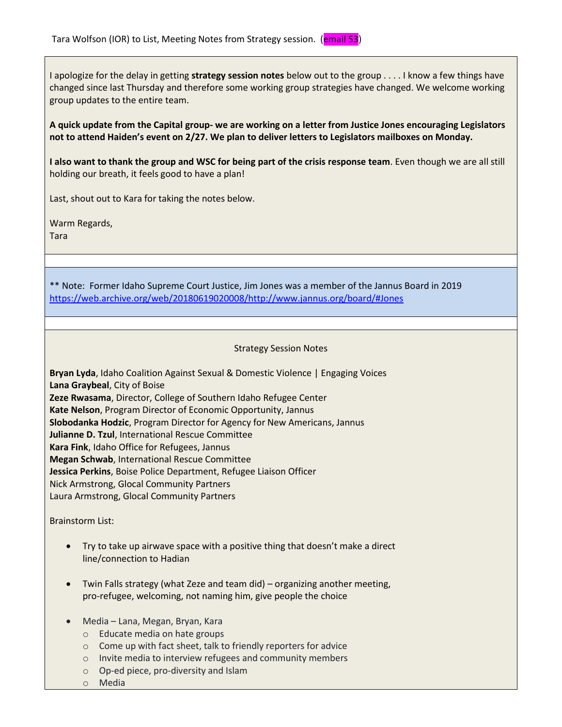Tara Wolfson (IOR) to List, Meeting Notes from Strategy session. (email 53)

I apologize for the delay in getting **strategy session notes** below out to the group . . . . I know a few things have changed since last Thursday and therefore some working group strategies have changed. We welcome working group updates to the entire team.

**A quick update from the Capital group- we are working on a letter from Justice Jones encouraging Legislators not to attend Haiden's event on 2/27. We plan to deliver letters to Legislators mailboxes on Monday.**

**I also want to thank the group and WSC for being part of the crisis response team**. Even though we are all still holding our breath, it feels good to have a plan!

Last, shout out to Kara for taking the notes below.

Warm Regards,
Tara

** Note: Former Idaho Supreme Court Justice, Jim Jones was a member of the Jannus Board in 2019 https://web.archive.org/web/20180619020008/http://www.jannus.org/board/#Jones

Strategy Session Notes

**Bryan Lyda**, Idaho Coalition Against Sexual & Domestic Violence | Engaging Voices
**Lana Graybeal**, City of Boise
**Zeze Rwasama**, Director, College of Southern Idaho Refugee Center
**Kate Nelson**, Program Director of Economic Opportunity, Jannus
**Slobodanka Hodzic**, Program Director for Agency for New Americans, Jannus
**Julianne D. Tzul**, International Rescue Committee
**Kara Fink**, Idaho Office for Refugees, Jannus
**Megan Schwab**, International Rescue Committee
**Jessica Perkins**, Boise Police Department, Refugee Liaison Officer
Nick Armstrong, Glocal Community Partners
Laura Armstrong, Glocal Community Partners

Brainstorm List:

- Try to take up airwave space with a positive thing that doesn't make a direct line/connection to Hadian
- Twin Falls strategy (what Zeze and team did) – organizing another meeting, pro-refugee, welcoming, not naming him, give people the choice
- Media – Lana, Megan, Bryan, Kara
  - Educate media on hate groups
  - Come up with fact sheet, talk to friendly reporters for advice
  - Invite media to interview refugees and community members
  - Op-ed piece, pro-diversity and Islam
  - Media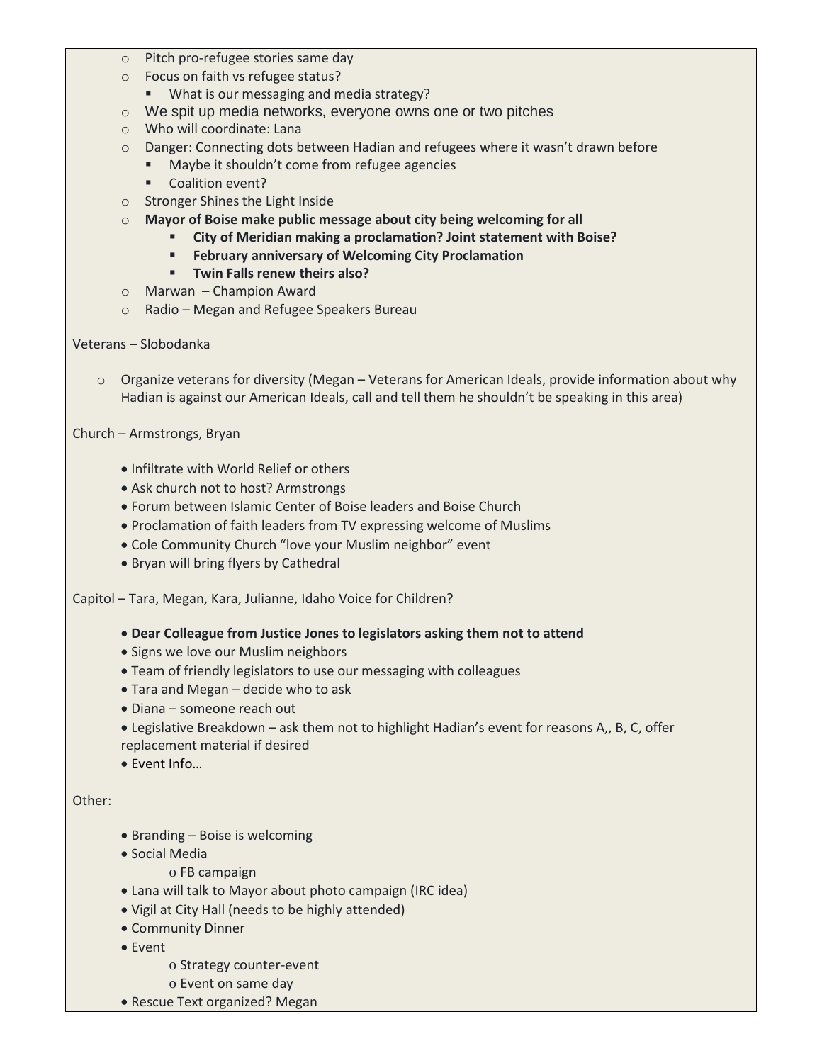- Pitch pro-refugee stories same day
- Focus on faith vs refugee status?
  - What is our messaging and media strategy?
- We spit up media networks, everyone owns one or two pitches
- Who will coordinate: Lana
- Danger: Connecting dots between Hadian and refugees where it wasn't drawn before
  - Maybe it shouldn't come from refugee agencies
  - Coalition event?
- Stronger Shines the Light Inside
- **Mayor of Boise make public message about city being welcoming for all**
  - **City of Meridian making a proclamation? Joint statement with Boise?**
  - **February anniversary of Welcoming City Proclamation**
  - **Twin Falls renew theirs also?**
- Marwan – Champion Award
- Radio – Megan and Refugee Speakers Bureau

Veterans – Slobodanka

- Organize veterans for diversity (Megan – Veterans for American Ideals, provide information about why Hadian is against our American Ideals, call and tell them he shouldn't be speaking in this area)

Church – Armstrongs, Bryan

- Infiltrate with World Relief or others
- Ask church not to host? Armstrongs
- Forum between Islamic Center of Boise leaders and Boise Church
- Proclamation of faith leaders from TV expressing welcome of Muslims
- Cole Community Church "love your Muslim neighbor" event
- Bryan will bring flyers by Cathedral

Capitol – Tara, Megan, Kara, Julianne, Idaho Voice for Children?

- **Dear Colleague from Justice Jones to legislators asking them not to attend**
- Signs we love our Muslim neighbors
- Team of friendly legislators to use our messaging with colleagues
- Tara and Megan – decide who to ask
- Diana – someone reach out
- Legislative Breakdown – ask them not to highlight Hadian's event for reasons A,, B, C, offer replacement material if desired
- Event Info…

Other:

- Branding – Boise is welcoming
- Social Media
  - FB campaign
- Lana will talk to Mayor about photo campaign (IRC idea)
- Vigil at City Hall (needs to be highly attended)
- Community Dinner
- Event
  - Strategy counter-event
  - Event on same day
- Rescue Text organized? Megan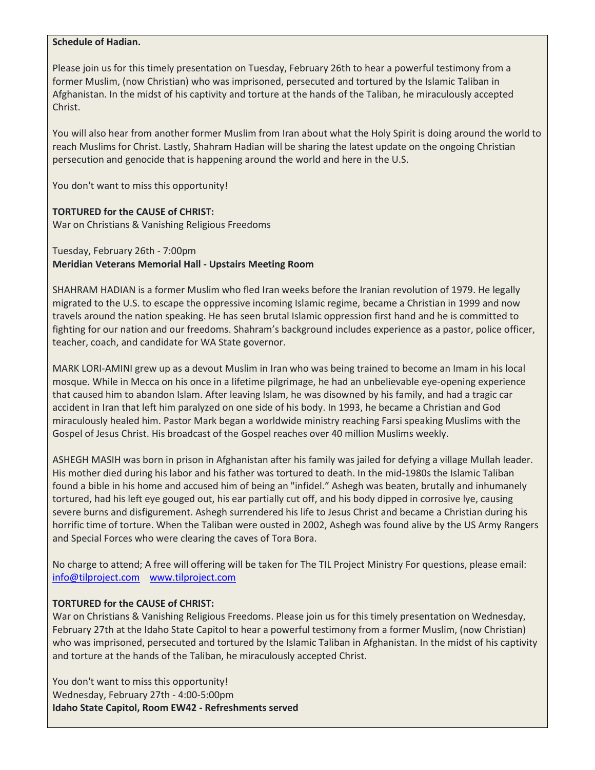**Schedule of Hadian.**

Please join us for this timely presentation on Tuesday, February 26th to hear a powerful testimony from a former Muslim, (now Christian) who was imprisoned, persecuted and tortured by the Islamic Taliban in Afghanistan. In the midst of his captivity and torture at the hands of the Taliban, he miraculously accepted Christ.

You will also hear from another former Muslim from Iran about what the Holy Spirit is doing around the world to reach Muslims for Christ. Lastly, Shahram Hadian will be sharing the latest update on the ongoing Christian persecution and genocide that is happening around the world and here in the U.S.

You don't want to miss this opportunity!

**TORTURED for the CAUSE of CHRIST:**
War on Christians & Vanishing Religious Freedoms

Tuesday, February 26th - 7:00pm
**Meridian Veterans Memorial Hall - Upstairs Meeting Room**

SHAHRAM HADIAN is a former Muslim who fled Iran weeks before the Iranian revolution of 1979. He legally migrated to the U.S. to escape the oppressive incoming Islamic regime, became a Christian in 1999 and now travels around the nation speaking. He has seen brutal Islamic oppression first hand and he is committed to fighting for our nation and our freedoms. Shahram's background includes experience as a pastor, police officer, teacher, coach, and candidate for WA State governor.

MARK LORI-AMINI grew up as a devout Muslim in Iran who was being trained to become an Imam in his local mosque. While in Mecca on his once in a lifetime pilgrimage, he had an unbelievable eye-opening experience that caused him to abandon Islam. After leaving Islam, he was disowned by his family, and had a tragic car accident in Iran that left him paralyzed on one side of his body. In 1993, he became a Christian and God miraculously healed him. Pastor Mark began a worldwide ministry reaching Farsi speaking Muslims with the Gospel of Jesus Christ. His broadcast of the Gospel reaches over 40 million Muslims weekly.

ASHEGH MASIH was born in prison in Afghanistan after his family was jailed for defying a village Mullah leader. His mother died during his labor and his father was tortured to death. In the mid-1980s the Islamic Taliban found a bible in his home and accused him of being an "infidel." Ashegh was beaten, brutally and inhumanely tortured, had his left eye gouged out, his ear partially cut off, and his body dipped in corrosive lye, causing severe burns and disfigurement. Ashegh surrendered his life to Jesus Christ and became a Christian during his horrific time of torture. When the Taliban were ousted in 2002, Ashegh was found alive by the US Army Rangers and Special Forces who were clearing the caves of Tora Bora.

No charge to attend; A free will offering will be taken for The TIL Project Ministry For questions, please email: info@tilproject.com www.tilproject.com

**TORTURED for the CAUSE of CHRIST:**
War on Christians & Vanishing Religious Freedoms. Please join us for this timely presentation on Wednesday, February 27th at the Idaho State Capitol to hear a powerful testimony from a former Muslim, (now Christian) who was imprisoned, persecuted and tortured by the Islamic Taliban in Afghanistan. In the midst of his captivity and torture at the hands of the Taliban, he miraculously accepted Christ.

You don't want to miss this opportunity!
Wednesday, February 27th - 4:00-5:00pm
**Idaho State Capitol, Room EW42 - Refreshments served**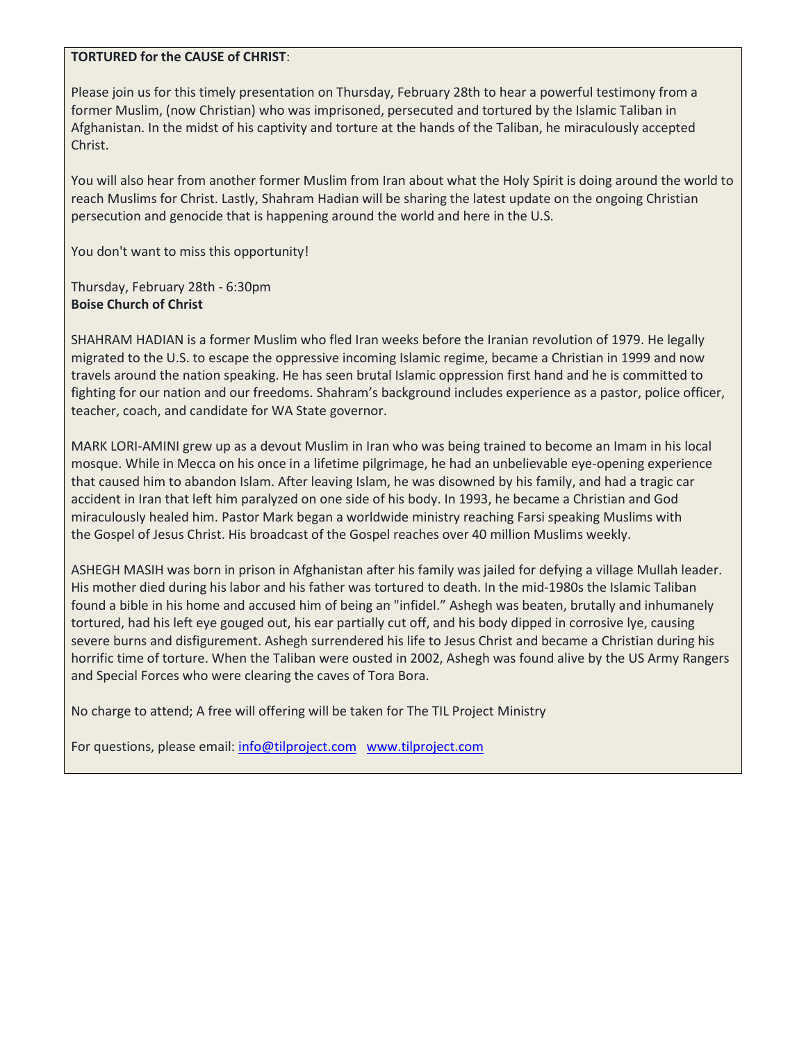**TORTURED for the CAUSE of CHRIST**:

Please join us for this timely presentation on Thursday, February 28th to hear a powerful testimony from a former Muslim, (now Christian) who was imprisoned, persecuted and tortured by the Islamic Taliban in Afghanistan. In the midst of his captivity and torture at the hands of the Taliban, he miraculously accepted Christ.

You will also hear from another former Muslim from Iran about what the Holy Spirit is doing around the world to reach Muslims for Christ. Lastly, Shahram Hadian will be sharing the latest update on the ongoing Christian persecution and genocide that is happening around the world and here in the U.S.

You don't want to miss this opportunity!

Thursday, February 28th - 6:30pm
**Boise Church of Christ**

SHAHRAM HADIAN is a former Muslim who fled Iran weeks before the Iranian revolution of 1979. He legally migrated to the U.S. to escape the oppressive incoming Islamic regime, became a Christian in 1999 and now travels around the nation speaking. He has seen brutal Islamic oppression first hand and he is committed to fighting for our nation and our freedoms. Shahram's background includes experience as a pastor, police officer, teacher, coach, and candidate for WA State governor.

MARK LORI-AMINI grew up as a devout Muslim in Iran who was being trained to become an Imam in his local mosque. While in Mecca on his once in a lifetime pilgrimage, he had an unbelievable eye-opening experience that caused him to abandon Islam. After leaving Islam, he was disowned by his family, and had a tragic car accident in Iran that left him paralyzed on one side of his body. In 1993, he became a Christian and God miraculously healed him. Pastor Mark began a worldwide ministry reaching Farsi speaking Muslims with the Gospel of Jesus Christ. His broadcast of the Gospel reaches over 40 million Muslims weekly.

ASHEGH MASIH was born in prison in Afghanistan after his family was jailed for defying a village Mullah leader. His mother died during his labor and his father was tortured to death. In the mid-1980s the Islamic Taliban found a bible in his home and accused him of being an "infidel." Ashegh was beaten, brutally and inhumanely tortured, had his left eye gouged out, his ear partially cut off, and his body dipped in corrosive lye, causing severe burns and disfigurement. Ashegh surrendered his life to Jesus Christ and became a Christian during his horrific time of torture. When the Taliban were ousted in 2002, Ashegh was found alive by the US Army Rangers and Special Forces who were clearing the caves of Tora Bora.

No charge to attend; A free will offering will be taken for The TIL Project Ministry

For questions, please email: info@tilproject.com www.tilproject.com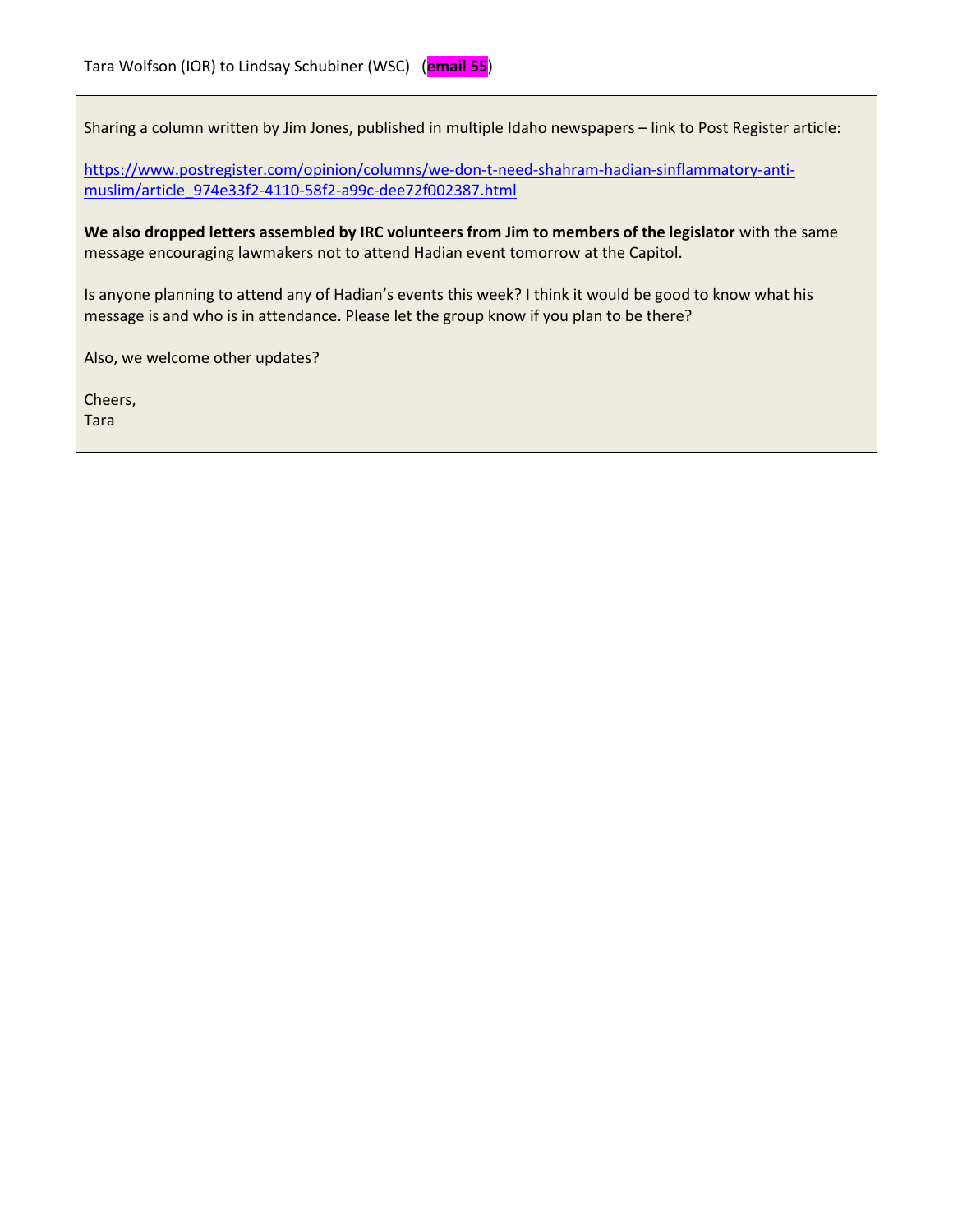Tara Wolfson (IOR) to Lindsay Schubiner (WSC) (**email 55**)

Sharing a column written by Jim Jones, published in multiple Idaho newspapers – link to Post Register article:

[https://www.postregister.com/opinion/columns/we-don-t-need-shahram-hadian-sinflammatory-anti-muslim/article_974e33f2-4110-58f2-a99c-dee72f002387.html](https://www.postregister.com/opinion/columns/we-don-t-need-shahram-hadian-sinflammatory-anti-muslim/article_974e33f2-4110-58f2-a99c-dee72f002387.html)

**We also dropped letters assembled by IRC volunteers from Jim to members of the legislator** with the same message encouraging lawmakers not to attend Hadian event tomorrow at the Capitol.

Is anyone planning to attend any of Hadian's events this week? I think it would be good to know what his message is and who is in attendance. Please let the group know if you plan to be there?

Also, we welcome other updates?

Cheers,
Tara